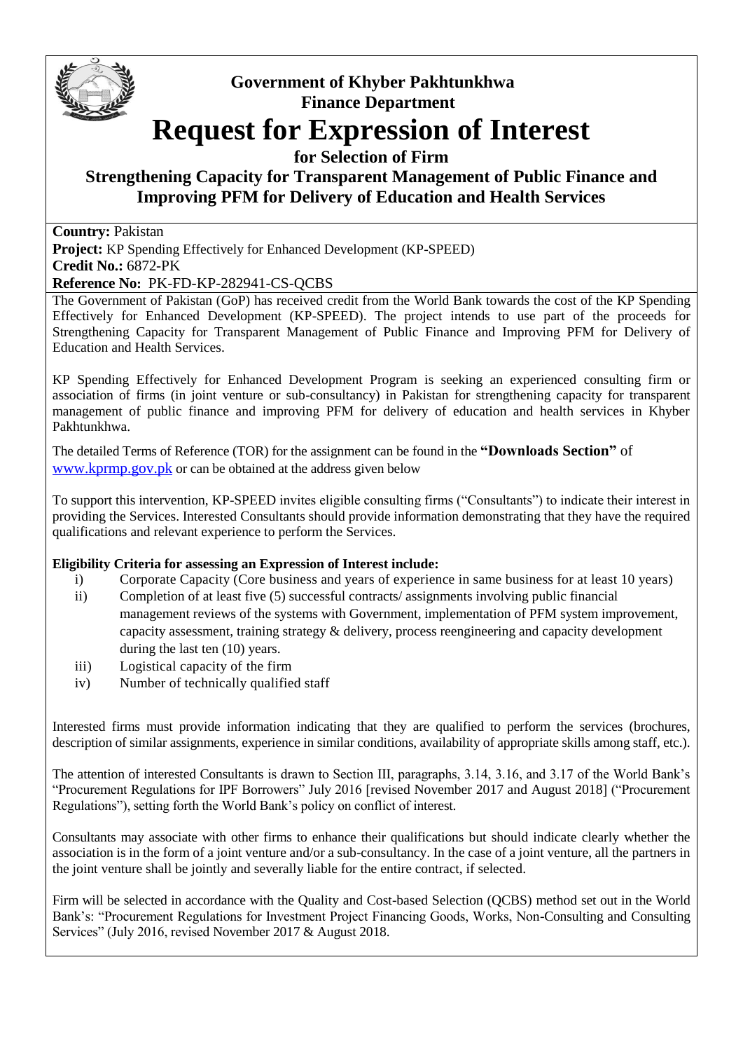**Government of Khyber Pakhtunkhwa**
**Finance Department**

# Request for Expression of Interest

**for Selection of Firm**

## Strengthening Capacity for Transparent Management of Public Finance and Improving PFM for Delivery of Education and Health Services

**Country:** Pakistan
**Project:** KP Spending Effectively for Enhanced Development (KP-SPEED)
**Credit No.:** 6872-PK
**Reference No:** PK-FD-KP-282941-CS-QCBS

The Government of Pakistan (GoP) has received credit from the World Bank towards the cost of the KP Spending Effectively for Enhanced Development (KP-SPEED). The project intends to use part of the proceeds for Strengthening Capacity for Transparent Management of Public Finance and Improving PFM for Delivery of Education and Health Services.

KP Spending Effectively for Enhanced Development Program is seeking an experienced consulting firm or association of firms (in joint venture or sub-consultancy) in Pakistan for strengthening capacity for transparent management of public finance and improving PFM for delivery of education and health services in Khyber Pakhtunkhwa.

The detailed Terms of Reference (TOR) for the assignment can be found in the **"Downloads Section"** of [www.kprmp.gov.pk](http://www.kprmp.gov.pk) or can be obtained at the address given below

To support this intervention, KP-SPEED invites eligible consulting firms ("Consultants") to indicate their interest in providing the Services. Interested Consultants should provide information demonstrating that they have the required qualifications and relevant experience to perform the Services.

**Eligibility Criteria for assessing an Expression of Interest include:**

i) Corporate Capacity (Core business and years of experience in same business for at least 10 years)
ii) Completion of at least five (5) successful contracts/ assignments involving public financial management reviews of the systems with Government, implementation of PFM system improvement, capacity assessment, training strategy & delivery, process reengineering and capacity development during the last ten (10) years.
iii) Logistical capacity of the firm
iv) Number of technically qualified staff

Interested firms must provide information indicating that they are qualified to perform the services (brochures, description of similar assignments, experience in similar conditions, availability of appropriate skills among staff, etc.).

The attention of interested Consultants is drawn to Section III, paragraphs, 3.14, 3.16, and 3.17 of the World Bank's "Procurement Regulations for IPF Borrowers" July 2016 [revised November 2017 and August 2018] ("Procurement Regulations"), setting forth the World Bank's policy on conflict of interest.

Consultants may associate with other firms to enhance their qualifications but should indicate clearly whether the association is in the form of a joint venture and/or a sub-consultancy. In the case of a joint venture, all the partners in the joint venture shall be jointly and severally liable for the entire contract, if selected.

Firm will be selected in accordance with the Quality and Cost-based Selection (QCBS) method set out in the World Bank's: "Procurement Regulations for Investment Project Financing Goods, Works, Non-Consulting and Consulting Services" (July 2016, revised November 2017 & August 2018.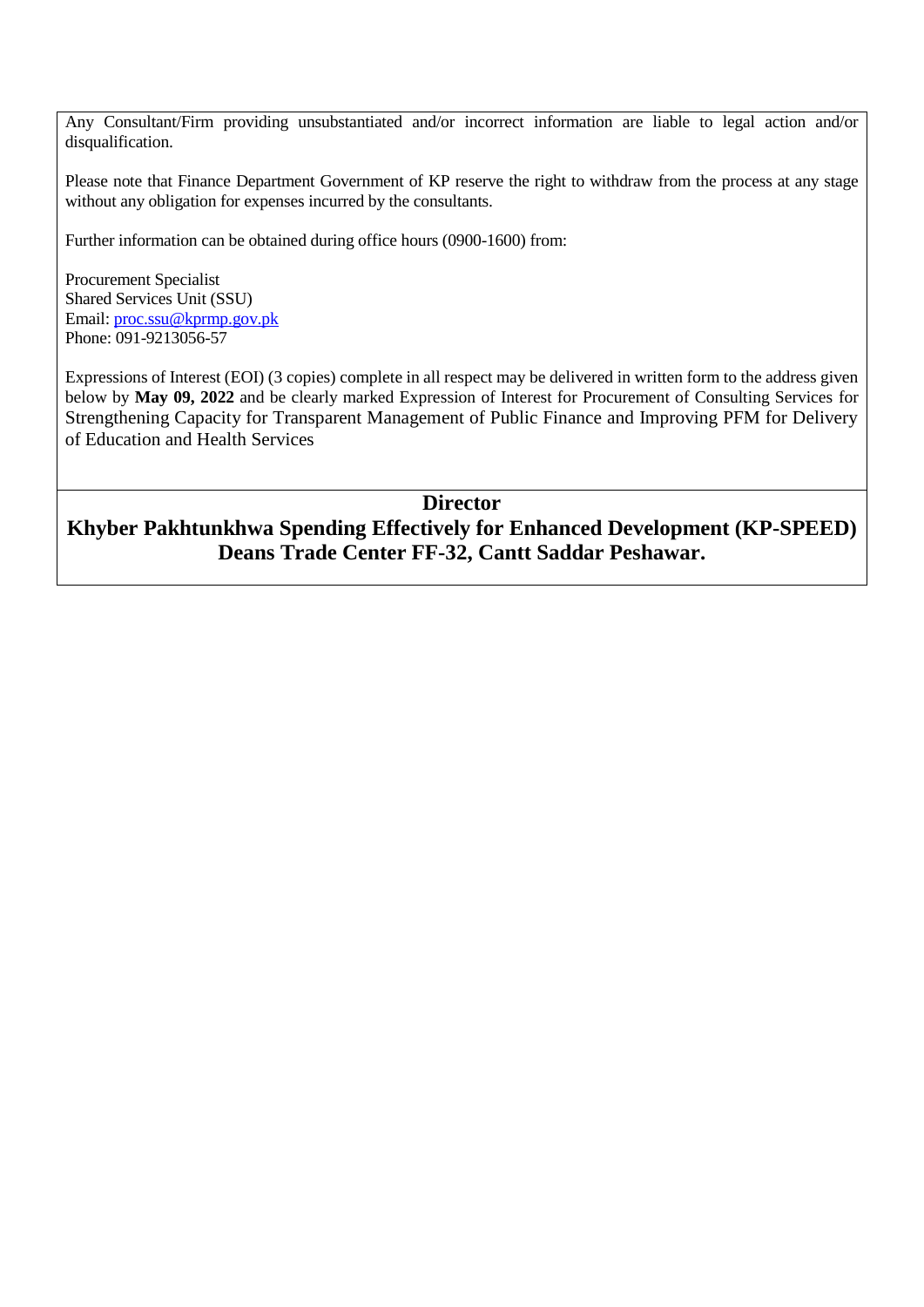Any Consultant/Firm providing unsubstantiated and/or incorrect information are liable to legal action and/or disqualification.

Please note that Finance Department Government of KP reserve the right to withdraw from the process at any stage without any obligation for expenses incurred by the consultants.

Further information can be obtained during office hours (0900-1600) from:

Procurement Specialist
Shared Services Unit (SSU)
Email: proc.ssu@kprmp.gov.pk
Phone: 091-9213056-57

Expressions of Interest (EOI) (3 copies) complete in all respect may be delivered in written form to the address given below by **May 09, 2022** and be clearly marked Expression of Interest for Procurement of Consulting Services for Strengthening Capacity for Transparent Management of Public Finance and Improving PFM for Delivery of Education and Health Services

**Director**
**Khyber Pakhtunkhwa Spending Effectively for Enhanced Development (KP-SPEED)**
**Deans Trade Center FF-32, Cantt Saddar Peshawar.**